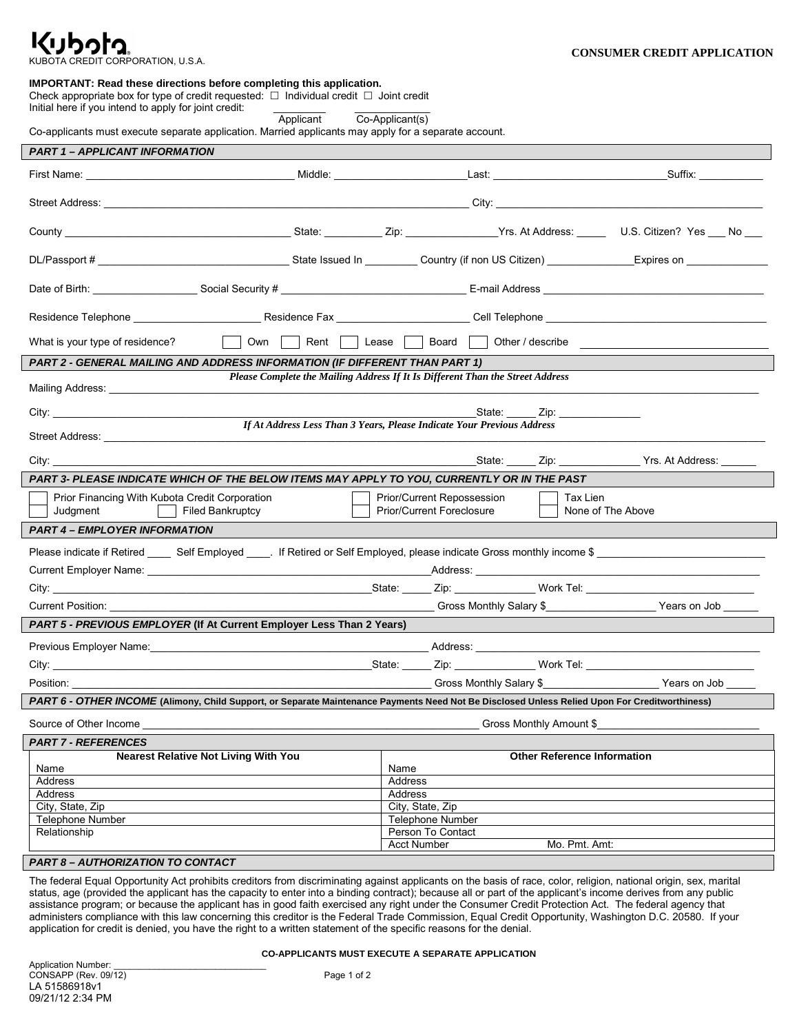Kubota
KUBOTA CREDIT CORPORATION, U.S.A.

**CONSUMER CREDIT APPLICATION**

**IMPORTANT: Read these directions before completing this application.**
Check appropriate box for type of credit requested: ☐ Individual credit ☐ Joint credit
Initial here if you intend to apply for joint credit: __________ Applicant __________ Co-Applicant(s)
Co-applicants must execute separate application. Married applicants may apply for a separate account.

### *PART 1 – APPLICANT INFORMATION*

First Name: ______________ Middle: ______________ Last: ______________ Suffix: __________

Street Address: ______________________________ City: ______________________________

County ______________ State: ________ Zip: ____________ Yrs. At Address: _____ U.S. Citizen? Yes ___ No ___

DL/Passport # ______________ State Issued In ________ Country (if non US Citizen) ____________ Expires on ____________

Date of Birth: ______________ Social Security # ______________ E-mail Address ______________

Residence Telephone ______________ Residence Fax ______________ Cell Telephone ______________

What is your type of residence? ☐ Own ☐ Rent ☐ Lease ☐ Board ☐ Other / describe ______________

### *PART 2 - GENERAL MAILING AND ADDRESS INFORMATION (IF DIFFERENT THAN PART 1)*

***Please Complete the Mailing Address If It Is Different Than the Street Address***

Mailing Address: ______________________________

City: ______________________________ State: _____ Zip: ____________

***If At Address Less Than 3 Years, Please Indicate Your Previous Address***

Street Address: ______________________________

City: ______________________________ State: _____ Zip: ____________ Yrs. At Address: ______

### *PART 3- PLEASE INDICATE WHICH OF THE BELOW ITEMS MAY APPLY TO YOU, CURRENTLY OR IN THE PAST*

☐ Prior Financing With Kubota Credit Corporation ☐ Prior/Current Repossession ☐ Tax Lien
☐ Judgment ☐ Filed Bankruptcy ☐ Prior/Current Foreclosure ☐ None of The Above

### *PART 4 – EMPLOYER INFORMATION*

Please indicate if Retired ____ Self Employed ____. If Retired or Self Employed, please indicate Gross monthly income $ ______________

Current Employer Name: ______________________________ Address: ______________________________

City: ______________________________ State: _____ Zip: ____________ Work Tel: ______________

Current Position: ______________________________ Gross Monthly Salary $______________ Years on Job ______

### *PART 5 - PREVIOUS EMPLOYER* (If At Current Employer Less Than 2 Years)

Previous Employer Name: ______________________________ Address: ______________________________

City: ______________________________ State: _____ Zip: ____________ Work Tel: ______________

Position: ______________________________ Gross Monthly Salary $______________ Years on Job _____

### *PART 6 - OTHER INCOME* (Alimony, Child Support, or Separate Maintenance Payments Need Not Be Disclosed Unless Relied Upon For Creditworthiness)

Source of Other Income ______________________________ Gross Monthly Amount $______________

### *PART 7 - REFERENCES*

| Nearest Relative Not Living With You | Other Reference Information | |
|---|---|---|
| Name | Name | |
| Address | Address | |
| Address | Address | |
| City, State, Zip | City, State, Zip | |
| Telephone Number | Telephone Number | |
| Relationship | Person To Contact | |
| | Acct Number | Mo. Pmt. Amt: |

### *PART 8 – AUTHORIZATION TO CONTACT*

The federal Equal Opportunity Act prohibits creditors from discriminating against applicants on the basis of race, color, religion, national origin, sex, marital status, age (provided the applicant has the capacity to enter into a binding contract); because all or part of the applicant's income derives from any public assistance program; or because the applicant has in good faith exercised any right under the Consumer Credit Protection Act. The federal agency that administers compliance with this law concerning this creditor is the Federal Trade Commission, Equal Credit Opportunity, Washington D.C. 20580. If your application for credit is denied, you have the right to a written statement of the specific reasons for the denial.

**CO-APPLICANTS MUST EXECUTE A SEPARATE APPLICATION**

Application Number: ______________
CONSAPP (Rev. 09/12)
LA 51586918v1
09/21/12 2:34 PM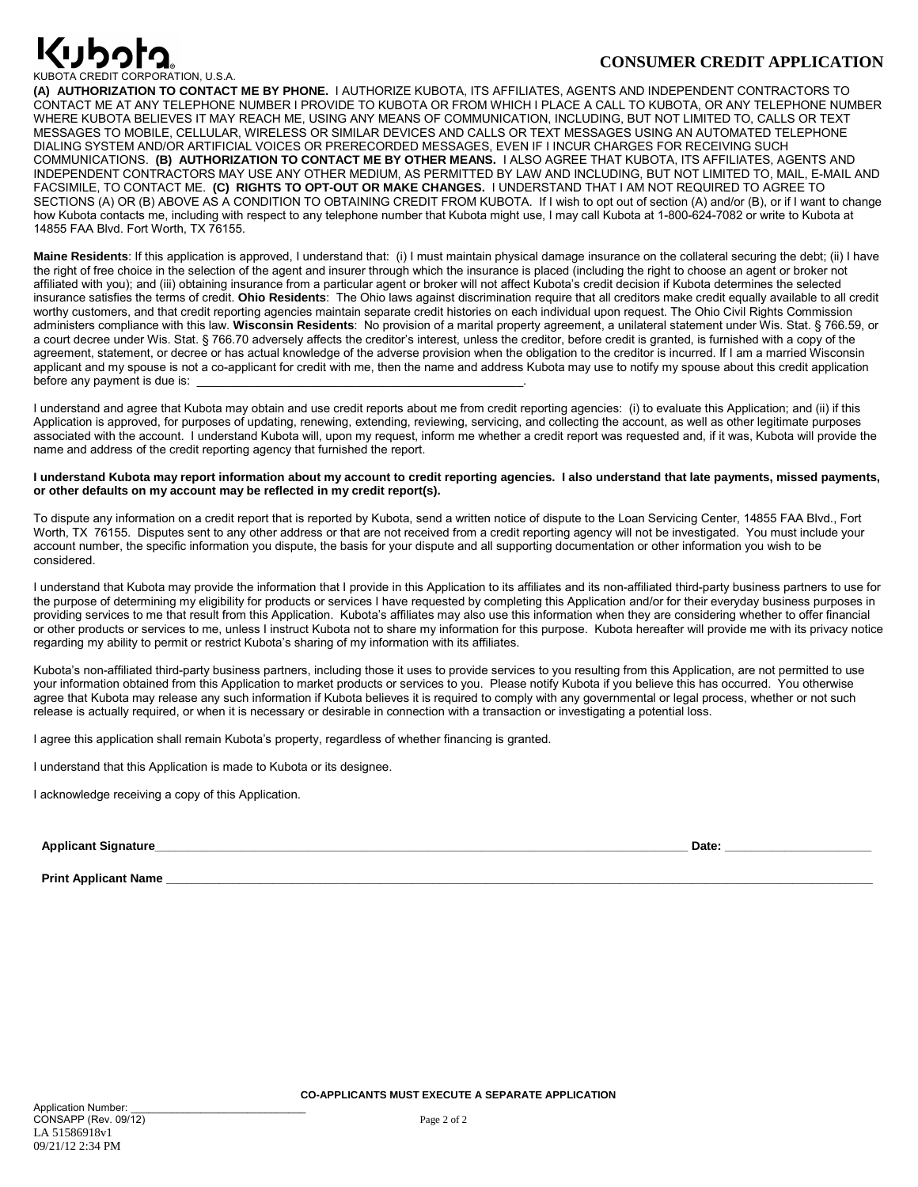**Kubota**

KUBOTA CREDIT CORPORATION, U.S.A.

# CONSUMER CREDIT APPLICATION

**(A) AUTHORIZATION TO CONTACT ME BY PHONE.** I AUTHORIZE KUBOTA, ITS AFFILIATES, AGENTS AND INDEPENDENT CONTRACTORS TO CONTACT ME AT ANY TELEPHONE NUMBER I PROVIDE TO KUBOTA OR FROM WHICH I PLACE A CALL TO KUBOTA, OR ANY TELEPHONE NUMBER WHERE KUBOTA BELIEVES IT MAY REACH ME, USING ANY MEANS OF COMMUNICATION, INCLUDING, BUT NOT LIMITED TO, CALLS OR TEXT MESSAGES TO MOBILE, CELLULAR, WIRELESS OR SIMILAR DEVICES AND CALLS OR TEXT MESSAGES USING AN AUTOMATED TELEPHONE DIALING SYSTEM AND/OR ARTIFICIAL VOICES OR PRERECORDED MESSAGES, EVEN IF I INCUR CHARGES FOR RECEIVING SUCH COMMUNICATIONS. **(B) AUTHORIZATION TO CONTACT ME BY OTHER MEANS.** I ALSO AGREE THAT KUBOTA, ITS AFFILIATES, AGENTS AND INDEPENDENT CONTRACTORS MAY USE ANY OTHER MEDIUM, AS PERMITTED BY LAW AND INCLUDING, BUT NOT LIMITED TO, MAIL, E-MAIL AND FACSIMILE, TO CONTACT ME. **(C) RIGHTS TO OPT-OUT OR MAKE CHANGES.** I UNDERSTAND THAT I AM NOT REQUIRED TO AGREE TO SECTIONS (A) OR (B) ABOVE AS A CONDITION TO OBTAINING CREDIT FROM KUBOTA. If I wish to opt out of section (A) and/or (B), or if I want to change how Kubota contacts me, including with respect to any telephone number that Kubota might use, I may call Kubota at 1-800-624-7082 or write to Kubota at 14855 FAA Blvd. Fort Worth, TX 76155.

**Maine Residents**: If this application is approved, I understand that: (i) I must maintain physical damage insurance on the collateral securing the debt; (ii) I have the right of free choice in the selection of the agent and insurer through which the insurance is placed (including the right to choose an agent or broker not affiliated with you); and (iii) obtaining insurance from a particular agent or broker will not affect Kubota's credit decision if Kubota determines the selected insurance satisfies the terms of credit. **Ohio Residents**: The Ohio laws against discrimination require that all creditors make credit equally available to all credit worthy customers, and that credit reporting agencies maintain separate credit histories on each individual upon request. The Ohio Civil Rights Commission administers compliance with this law. **Wisconsin Residents**: No provision of a marital property agreement, a unilateral statement under Wis. Stat. § 766.59, or a court decree under Wis. Stat. § 766.70 adversely affects the creditor's interest, unless the creditor, before credit is granted, is furnished with a copy of the agreement, statement, or decree or has actual knowledge of the adverse provision when the obligation to the creditor is incurred. If I am a married Wisconsin applicant and my spouse is not a co-applicant for credit with me, then the name and address Kubota may use to notify my spouse about this credit application before any payment is due is: ____________________________________________________.

I understand and agree that Kubota may obtain and use credit reports about me from credit reporting agencies: (i) to evaluate this Application; and (ii) if this Application is approved, for purposes of updating, renewing, extending, reviewing, servicing, and collecting the account, as well as other legitimate purposes associated with the account. I understand Kubota will, upon my request, inform me whether a credit report was requested and, if it was, Kubota will provide the name and address of the credit reporting agency that furnished the report.

**I understand Kubota may report information about my account to credit reporting agencies. I also understand that late payments, missed payments, or other defaults on my account may be reflected in my credit report(s).**

To dispute any information on a credit report that is reported by Kubota, send a written notice of dispute to the Loan Servicing Center, 14855 FAA Blvd., Fort Worth, TX 76155. Disputes sent to any other address or that are not received from a credit reporting agency will not be investigated. You must include your account number, the specific information you dispute, the basis for your dispute and all supporting documentation or other information you wish to be considered.

I understand that Kubota may provide the information that I provide in this Application to its affiliates and its non-affiliated third-party business partners to use for the purpose of determining my eligibility for products or services I have requested by completing this Application and/or for their everyday business purposes in providing services to me that result from this Application. Kubota's affiliates may also use this information when they are considering whether to offer financial or other products or services to me, unless I instruct Kubota not to share my information for this purpose. Kubota hereafter will provide me with its privacy notice regarding my ability to permit or restrict Kubota's sharing of my information with its affiliates.

Kubota's non-affiliated third-party business partners, including those it uses to provide services to you resulting from this Application, are not permitted to use your information obtained from this Application to market products or services to you. Please notify Kubota if you believe this has occurred. You otherwise agree that Kubota may release any such information if Kubota believes it is required to comply with any governmental or legal process, whether or not such release is actually required, or when it is necessary or desirable in connection with a transaction or investigating a potential loss.

I agree this application shall remain Kubota's property, regardless of whether financing is granted.

I understand that this Application is made to Kubota or its designee.

I acknowledge receiving a copy of this Application.

**Applicant Signature**______________________________________________________________ **Date:** ____________________

**Print Applicant Name** ______________________________________________________________________________

**CO-APPLICANTS MUST EXECUTE A SEPARATE APPLICATION**

Application Number: ____________________________

CONSAPP (Rev. 09/12)

LA 51586918v1

09/21/12 2:34 PM